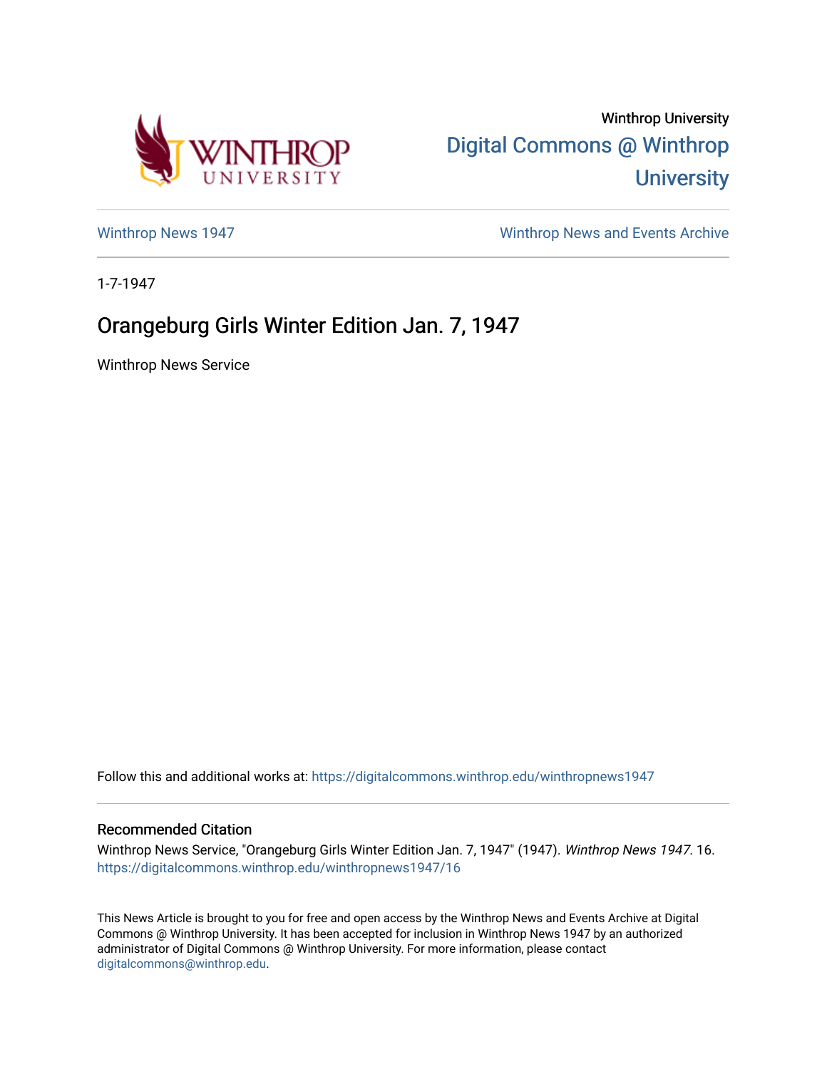Winthrop University

Digital Commons @ Winthrop University

Winthrop News 1947

Winthrop News and Events Archive

1-7-1947

# Orangeburg Girls Winter Edition Jan. 7, 1947

Winthrop News Service

Follow this and additional works at: https://digitalcommons.winthrop.edu/winthropnews1947

## Recommended Citation

Winthrop News Service, "Orangeburg Girls Winter Edition Jan. 7, 1947" (1947). *Winthrop News 1947*. 16. https://digitalcommons.winthrop.edu/winthropnews1947/16

This News Article is brought to you for free and open access by the Winthrop News and Events Archive at Digital Commons @ Winthrop University. It has been accepted for inclusion in Winthrop News 1947 by an authorized administrator of Digital Commons @ Winthrop University. For more information, please contact digitalcommons@winthrop.edu.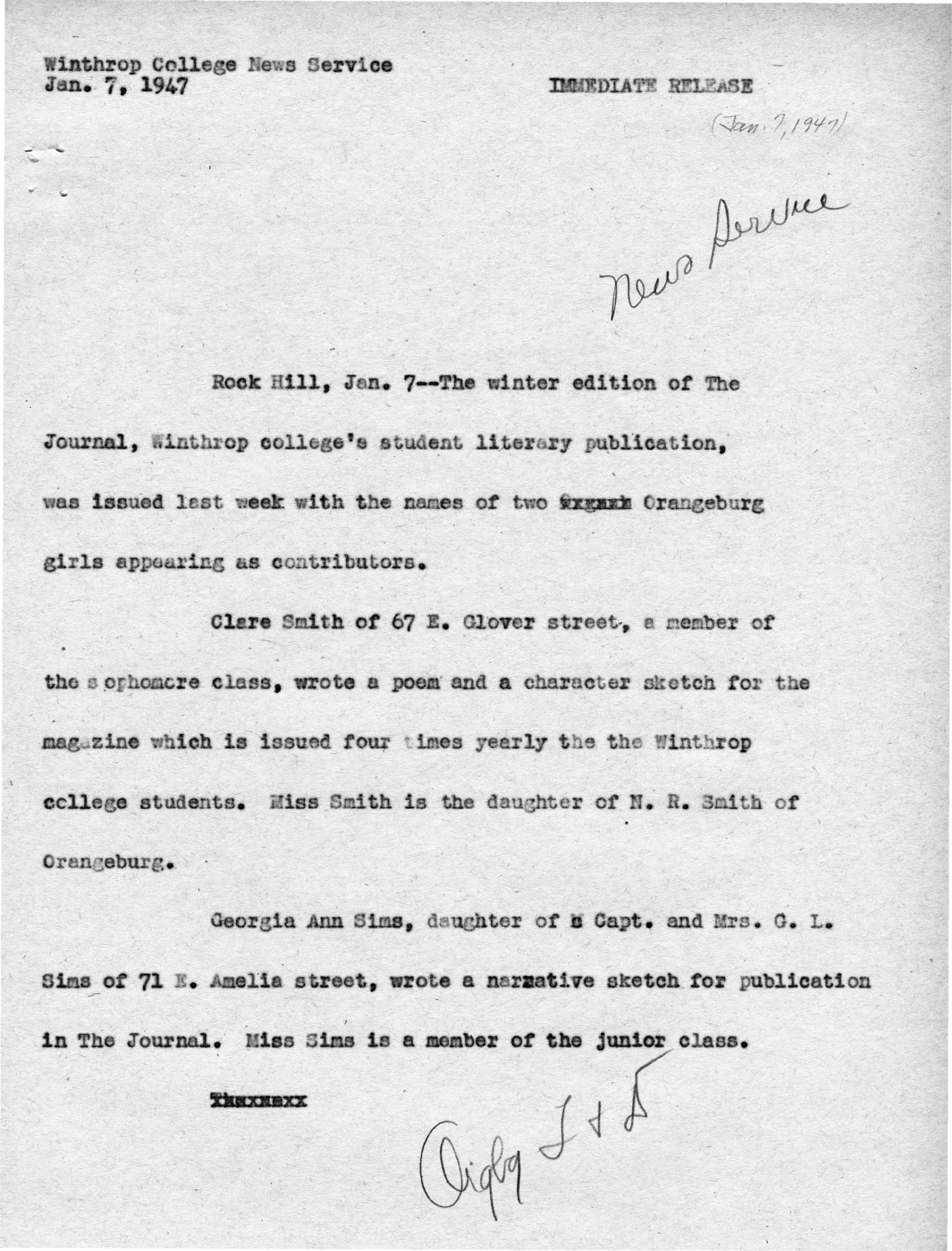Winthrop College News Service
Jan. 7, 1947

IMMEDIATE RELEASE

(Jan. 7, 1947)

News Service

Rock Hill, Jan. 7--The winter edition of The Journal, Winthrop college's student literary publication, was issued last week with the names of two Orangeburg girls appearing as contributors.

Clare Smith of 67 E. Glover street, a member of the sophomore class, wrote a poem and a character sketch for the magazine which is issued four times yearly the the Winthrop college students. Miss Smith is the daughter of N. R. Smith of Orangeburg.

Georgia Ann Sims, daughter of Capt. and Mrs. G. L. Sims of 71 E. Amelia street, wrote a narrative sketch for publication in The Journal. Miss Sims is a member of the junior class.

Orig T & D